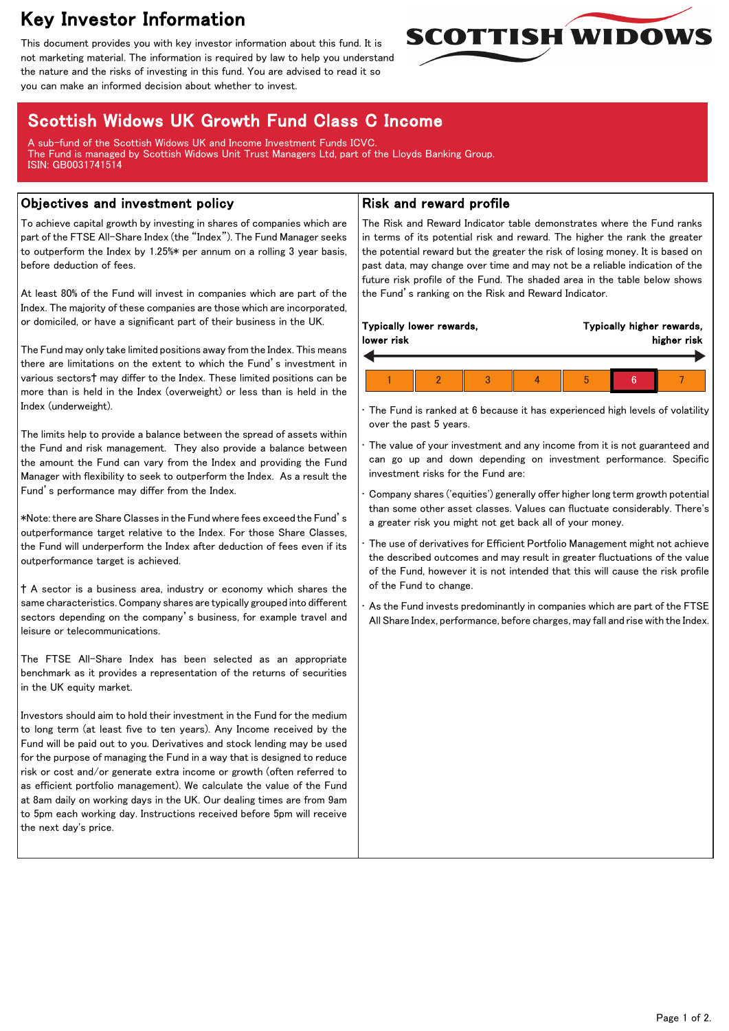# Key Investor Information

This document provides you with key investor information about this fund. It is not marketing material. The information is required by law to help you understand the nature and the risks of investing in this fund. You are advised to read it so you can make an informed decision about whether to invest.

SCOTTISH WIDOWS

## Scottish Widows UK Growth Fund Class C Income

A sub-fund of the Scottish Widows UK and Income Investment Funds ICVC.
The Fund is managed by Scottish Widows Unit Trust Managers Ltd, part of the Lloyds Banking Group.
ISIN: GB0031741514

## Objectives and investment policy

To achieve capital growth by investing in shares of companies which are part of the FTSE All-Share Index (the "Index"). The Fund Manager seeks to outperform the Index by 1.25%* per annum on a rolling 3 year basis, before deduction of fees.

At least 80% of the Fund will invest in companies which are part of the Index. The majority of these companies are those which are incorporated, or domiciled, or have a significant part of their business in the UK.

The Fund may only take limited positions away from the Index. This means there are limitations on the extent to which the Fund's investment in various sectors† may differ to the Index. These limited positions can be more than is held in the Index (overweight) or less than is held in the Index (underweight).

The limits help to provide a balance between the spread of assets within the Fund and risk management. They also provide a balance between the amount the Fund can vary from the Index and providing the Fund Manager with flexibility to seek to outperform the Index. As a result the Fund's performance may differ from the Index.

*Note: there are Share Classes in the Fund where fees exceed the Fund's outperformance target relative to the Index. For those Share Classes, the Fund will underperform the Index after deduction of fees even if its outperformance target is achieved.

† A sector is a business area, industry or economy which shares the same characteristics. Company shares are typically grouped into different sectors depending on the company's business, for example travel and leisure or telecommunications.

The FTSE All-Share Index has been selected as an appropriate benchmark as it provides a representation of the returns of securities in the UK equity market.

Investors should aim to hold their investment in the Fund for the medium to long term (at least five to ten years). Any Income received by the Fund will be paid out to you. Derivatives and stock lending may be used for the purpose of managing the Fund in a way that is designed to reduce risk or cost and/or generate extra income or growth (often referred to as efficient portfolio management). We calculate the value of the Fund at 8am daily on working days in the UK. Our dealing times are from 9am to 5pm each working day. Instructions received before 5pm will receive the next day's price.

## Risk and reward profile

The Risk and Reward Indicator table demonstrates where the Fund ranks in terms of its potential risk and reward. The higher the rank the greater the potential reward but the greater the risk of losing money. It is based on past data, may change over time and may not be a reliable indication of the future risk profile of the Fund. The shaded area in the table below shows the Fund's ranking on the Risk and Reward Indicator.

**Typically lower rewards, lower risk** ← → **Typically higher rewards, higher risk**

| 1 | 2 | 3 | 4 | 5 | **6** | 7 |
|---|---|---|---|---|---|---|

- The Fund is ranked at 6 because it has experienced high levels of volatility over the past 5 years.
- The value of your investment and any income from it is not guaranteed and can go up and down depending on investment performance. Specific investment risks for the Fund are:
- Company shares ('equities') generally offer higher long term growth potential than some other asset classes. Values can fluctuate considerably. There's a greater risk you might not get back all of your money.
- The use of derivatives for Efficient Portfolio Management might not achieve the described outcomes and may result in greater fluctuations of the value of the Fund, however it is not intended that this will cause the risk profile of the Fund to change.
- As the Fund invests predominantly in companies which are part of the FTSE All Share Index, performance, before charges, may fall and rise with the Index.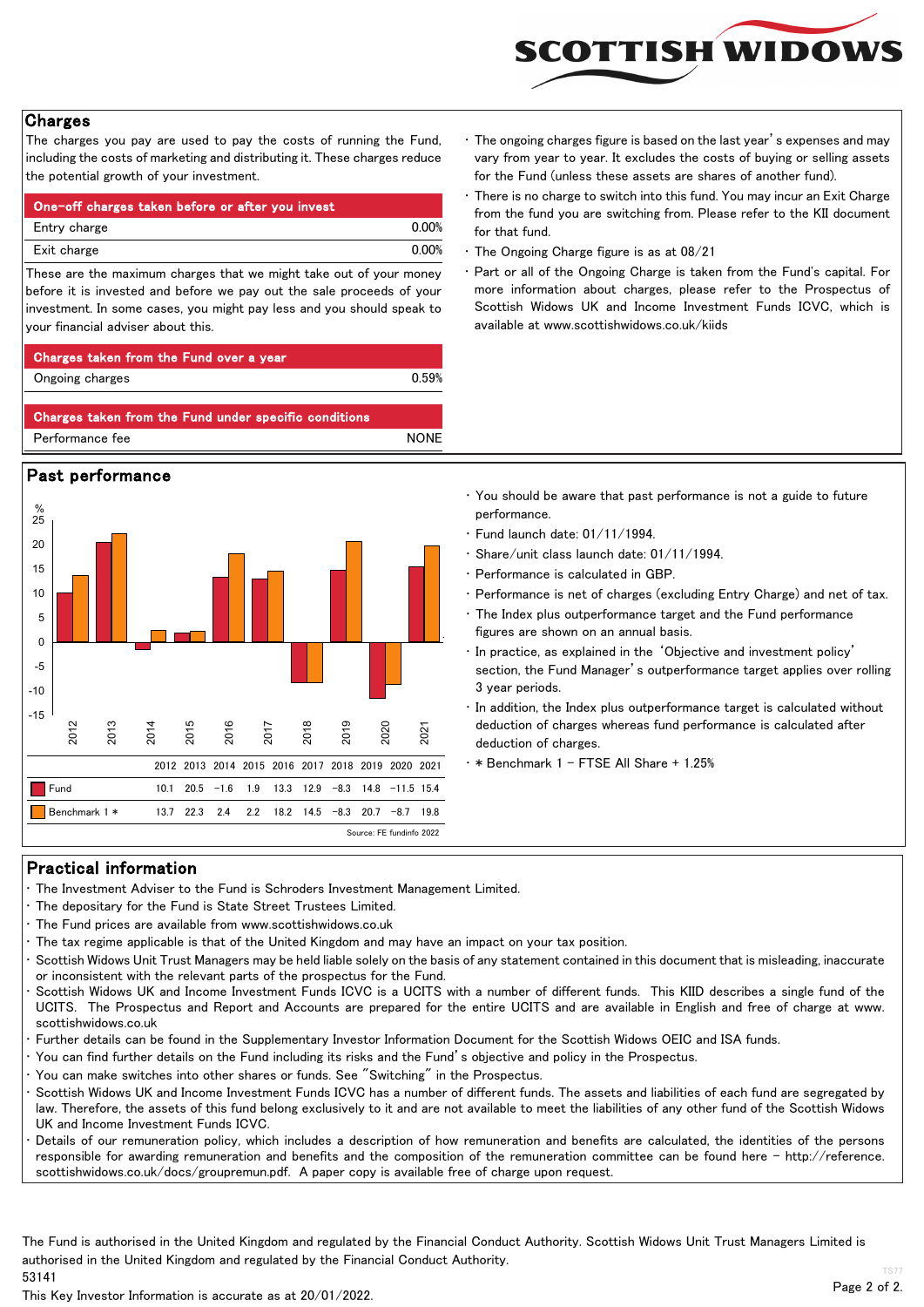## Charges

The charges you pay are used to pay the costs of running the Fund, including the costs of marketing and distributing it. These charges reduce the potential growth of your investment.

| One-off charges taken before or after you invest | |
|---|---|
| Entry charge | 0.00% |
| Exit charge | 0.00% |

These are the maximum charges that we might take out of your money before it is invested and before we pay out the sale proceeds of your investment. In some cases, you might pay less and you should speak to your financial adviser about this.

| Charges taken from the Fund over a year | |
|---|---|
| Ongoing charges | 0.59% |

| Charges taken from the Fund under specific conditions | |
|---|---|
| Performance fee | NONE |

- The ongoing charges figure is based on the last year's expenses and may vary from year to year. It excludes the costs of buying or selling assets for the Fund (unless these assets are shares of another fund).
- There is no charge to switch into this fund. You may incur an Exit Charge from the fund you are switching from. Please refer to the KII document for that fund.
- The Ongoing Charge figure is as at 08/21
- Part or all of the Ongoing Charge is taken from the Fund's capital. For more information about charges, please refer to the Prospectus of Scottish Widows UK and Income Investment Funds ICVC, which is available at www.scottishwidows.co.uk/kiids

## Past performance

%
25
20
15
10
5
0
-5
-10
-15
2012 2013 2014 2015 2016 2017 2018 2019 2020 2021

| | 2012 | 2013 | 2014 | 2015 | 2016 | 2017 | 2018 | 2019 | 2020 | 2021 |
|---|---|---|---|---|---|---|---|---|---|---|
| Fund | 10.1 | 20.5 | −1.6 | 1.9 | 13.3 | 12.9 | −8.3 | 14.8 | −11.5 | 15.4 |
| Benchmark 1 * | 13.7 | 22.3 | 2.4 | 2.2 | 18.2 | 14.5 | −8.3 | 20.7 | −8.7 | 19.8 |

Source: FE fundinfo 2022

- You should be aware that past performance is not a guide to future performance.
- Fund launch date: 01/11/1994.
- Share/unit class launch date: 01/11/1994.
- Performance is calculated in GBP.
- Performance is net of charges (excluding Entry Charge) and net of tax.
- The Index plus outperformance target and the Fund performance figures are shown on an annual basis.
- In practice, as explained in the 'Objective and investment policy' section, the Fund Manager's outperformance target applies over rolling 3 year periods.
- In addition, the Index plus outperformance target is calculated without deduction of charges whereas fund performance is calculated after deduction of charges.
- * Benchmark 1 - FTSE All Share + 1.25%

## Practical information

- The Investment Adviser to the Fund is Schroders Investment Management Limited.
- The depositary for the Fund is State Street Trustees Limited.
- The Fund prices are available from www.scottishwidows.co.uk
- The tax regime applicable is that of the United Kingdom and may have an impact on your tax position.
- Scottish Widows Unit Trust Managers may be held liable solely on the basis of any statement contained in this document that is misleading, inaccurate or inconsistent with the relevant parts of the prospectus for the Fund.
- Scottish Widows UK and Income Investment Funds ICVC is a UCITS with a number of different funds. This KIID describes a single fund of the UCITS. The Prospectus and Report and Accounts are prepared for the entire UCITS and are available in English and free of charge at www.scottishwidows.co.uk
- Further details can be found in the Supplementary Investor Information Document for the Scottish Widows OEIC and ISA funds.
- You can find further details on the Fund including its risks and the Fund's objective and policy in the Prospectus.
- You can make switches into other shares or funds. See "Switching" in the Prospectus.
- Scottish Widows UK and Income Investment Funds ICVC has a number of different funds. The assets and liabilities of each fund are segregated by law. Therefore, the assets of this fund belong exclusively to it and are not available to meet the liabilities of any other fund of the Scottish Widows UK and Income Investment Funds ICVC.
- Details of our remuneration policy, which includes a description of how remuneration and benefits are calculated, the identities of the persons responsible for awarding remuneration and benefits and the composition of the remuneration committee can be found here - http://reference.scottishwidows.co.uk/docs/grouppremun.pdf. A paper copy is available free of charge upon request.

The Fund is authorised in the United Kingdom and regulated by the Financial Conduct Authority. Scottish Widows Unit Trust Managers Limited is authorised in the United Kingdom and regulated by the Financial Conduct Authority.

53141

This Key Investor Information is accurate as at 20/01/2022.